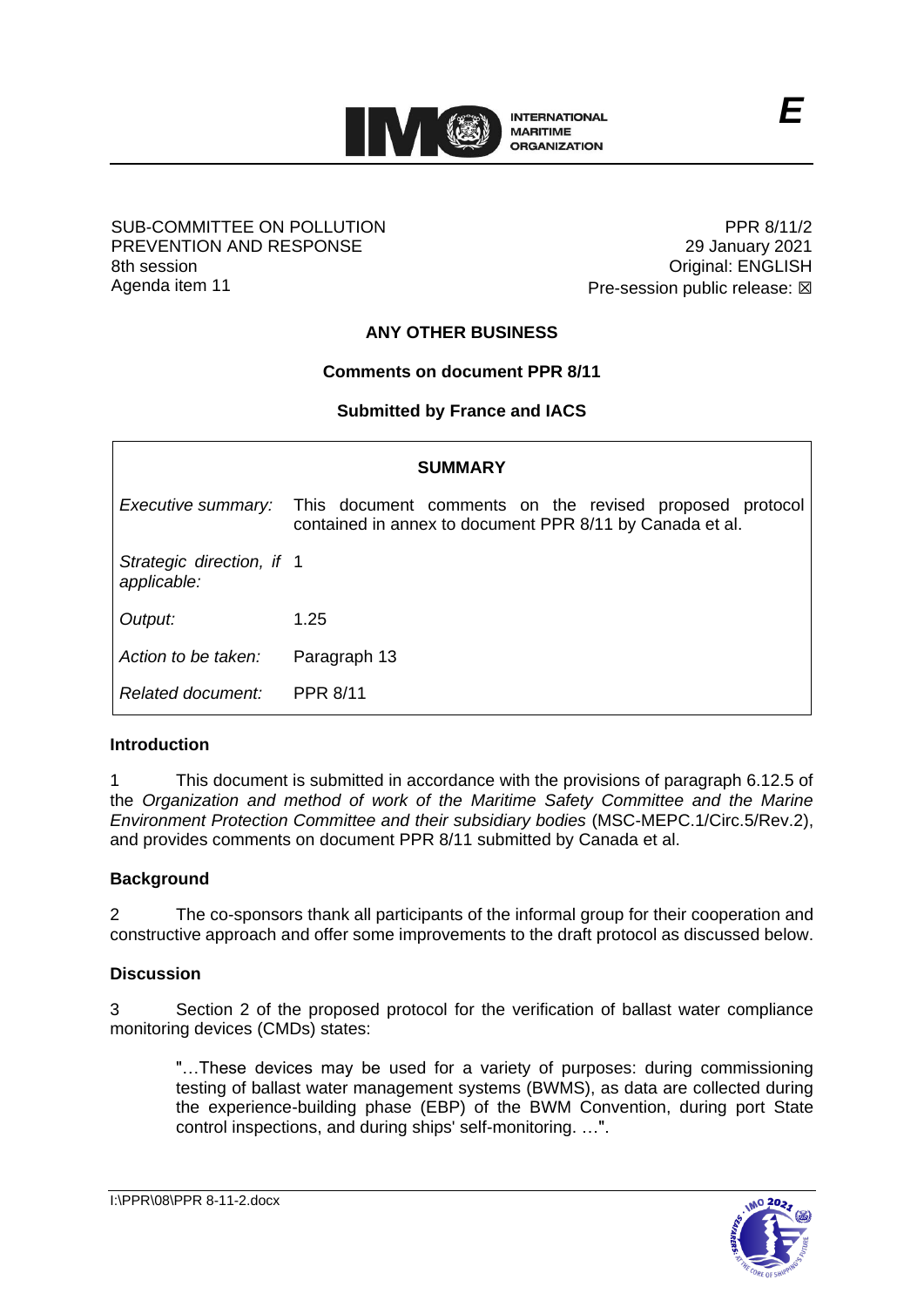SUB-COMMITTEE ON POLLUTION PREVENTION AND RESPONSE
8th session
Agenda item 11

PPR 8/11/2
29 January 2021
Original: ENGLISH
Pre-session public release: ☒

## ANY OTHER BUSINESS

### Comments on document PPR 8/11

### Submitted by France and IACS

| SUMMARY | |
|---|---|
| *Executive summary:* | This document comments on the revised proposed protocol contained in annex to document PPR 8/11 by Canada et al. |
| *Strategic direction, if applicable:* | 1 |
| *Output:* | 1.25 |
| *Action to be taken:* | Paragraph 13 |
| *Related document:* | PPR 8/11 |

**Introduction**

1 This document is submitted in accordance with the provisions of paragraph 6.12.5 of the *Organization and method of work of the Maritime Safety Committee and the Marine Environment Protection Committee and their subsidiary bodies* (MSC-MEPC.1/Circ.5/Rev.2), and provides comments on document PPR 8/11 submitted by Canada et al.

**Background**

2 The co-sponsors thank all participants of the informal group for their cooperation and constructive approach and offer some improvements to the draft protocol as discussed below.

**Discussion**

3 Section 2 of the proposed protocol for the verification of ballast water compliance monitoring devices (CMDs) states:

> "…These devices may be used for a variety of purposes: during commissioning testing of ballast water management systems (BWMS), as data are collected during the experience-building phase (EBP) of the BWM Convention, during port State control inspections, and during ships' self-monitoring. …".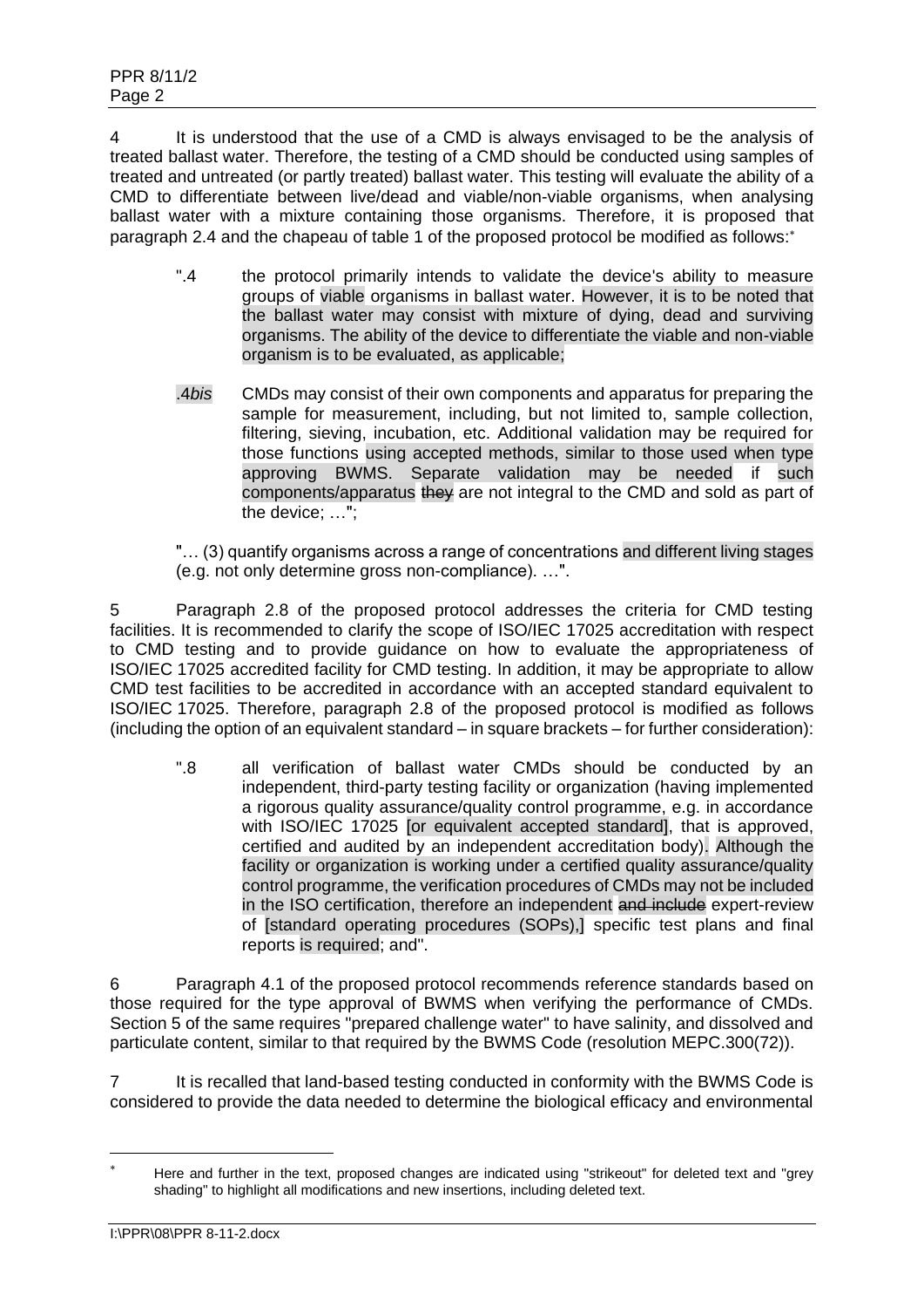4 It is understood that the use of a CMD is always envisaged to be the analysis of treated ballast water. Therefore, the testing of a CMD should be conducted using samples of treated and untreated (or partly treated) ballast water. This testing will evaluate the ability of a CMD to differentiate between live/dead and viable/non-viable organisms, when analysing ballast water with a mixture containing those organisms. Therefore, it is proposed that paragraph 2.4 and the chapeau of table 1 of the proposed protocol be modified as follows:*

> ".4 the protocol primarily intends to validate the device's ability to measure groups of viable organisms in ballast water. However, it is to be noted that the ballast water may consist with mixture of dying, dead and surviving organisms. The ability of the device to differentiate the viable and non-viable organism is to be evaluated, as applicable;
>
> .4*bis* CMDs may consist of their own components and apparatus for preparing the sample for measurement, including, but not limited to, sample collection, filtering, sieving, incubation, etc. Additional validation may be required for those functions using accepted methods, similar to those used when type approving BWMS. Separate validation may be needed if such components/apparatus ~~they~~ are not integral to the CMD and sold as part of the device; …";
>
> "… (3) quantify organisms across a range of concentrations and different living stages (e.g. not only determine gross non-compliance). …".

5 Paragraph 2.8 of the proposed protocol addresses the criteria for CMD testing facilities. It is recommended to clarify the scope of ISO/IEC 17025 accreditation with respect to CMD testing and to provide guidance on how to evaluate the appropriateness of ISO/IEC 17025 accredited facility for CMD testing. In addition, it may be appropriate to allow CMD test facilities to be accredited in accordance with an accepted standard equivalent to ISO/IEC 17025. Therefore, paragraph 2.8 of the proposed protocol is modified as follows (including the option of an equivalent standard – in square brackets – for further consideration):

> ".8 all verification of ballast water CMDs should be conducted by an independent, third-party testing facility or organization (having implemented a rigorous quality assurance/quality control programme, e.g. in accordance with ISO/IEC 17025 [or equivalent accepted standard], that is approved, certified and audited by an independent accreditation body). Although the facility or organization is working under a certified quality assurance/quality control programme, the verification procedures of CMDs may not be included in the ISO certification, therefore an independent ~~and include~~ expert-review of [standard operating procedures (SOPs),] specific test plans and final reports is required; and".

6 Paragraph 4.1 of the proposed protocol recommends reference standards based on those required for the type approval of BWMS when verifying the performance of CMDs. Section 5 of the same requires "prepared challenge water" to have salinity, and dissolved and particulate content, similar to that required by the BWMS Code (resolution MEPC.300(72)).

7 It is recalled that land-based testing conducted in conformity with the BWMS Code is considered to provide the data needed to determine the biological efficacy and environmental

---

* Here and further in the text, proposed changes are indicated using "strikeout" for deleted text and "grey shading" to highlight all modifications and new insertions, including deleted text.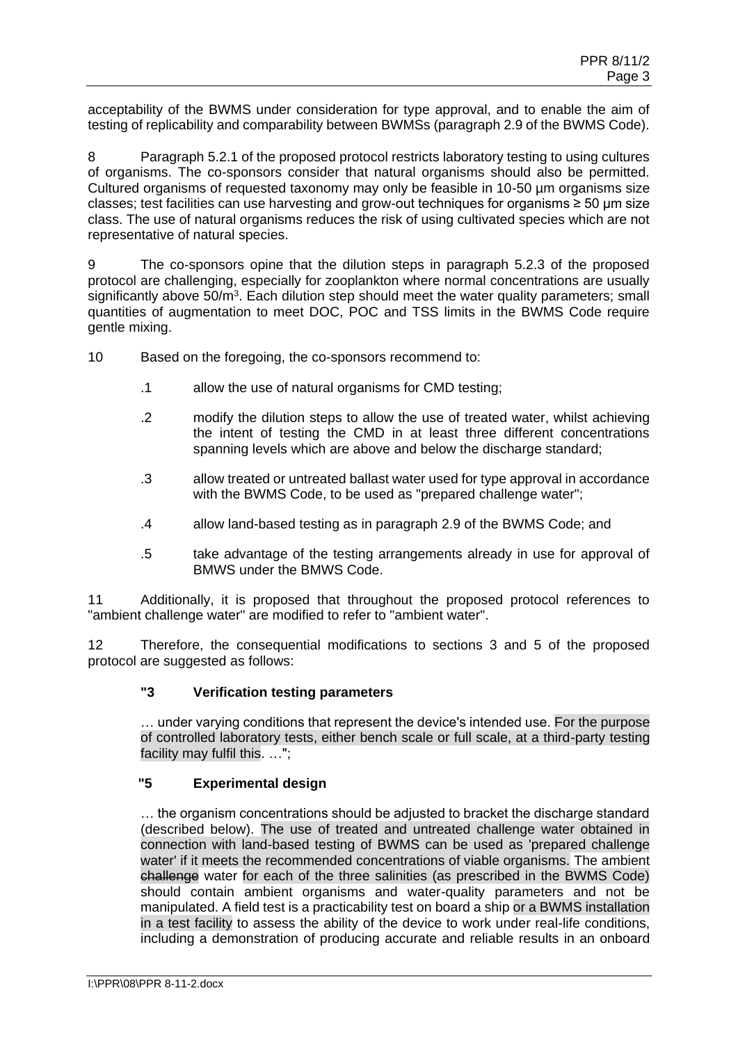acceptability of the BWMS under consideration for type approval, and to enable the aim of testing of replicability and comparability between BWMSs (paragraph 2.9 of the BWMS Code).

8 Paragraph 5.2.1 of the proposed protocol restricts laboratory testing to using cultures of organisms. The co-sponsors consider that natural organisms should also be permitted. Cultured organisms of requested taxonomy may only be feasible in 10-50 µm organisms size classes; test facilities can use harvesting and grow-out techniques for organisms ≥ 50 µm size class. The use of natural organisms reduces the risk of using cultivated species which are not representative of natural species.

9 The co-sponsors opine that the dilution steps in paragraph 5.2.3 of the proposed protocol are challenging, especially for zooplankton where normal concentrations are usually significantly above $50/m^3$. Each dilution step should meet the water quality parameters; small quantities of augmentation to meet DOC, POC and TSS limits in the BWMS Code require gentle mixing.

10 Based on the foregoing, the co-sponsors recommend to:

.1 allow the use of natural organisms for CMD testing;

.2 modify the dilution steps to allow the use of treated water, whilst achieving the intent of testing the CMD in at least three different concentrations spanning levels which are above and below the discharge standard;

.3 allow treated or untreated ballast water used for type approval in accordance with the BWMS Code, to be used as "prepared challenge water";

.4 allow land-based testing as in paragraph 2.9 of the BWMS Code; and

.5 take advantage of the testing arrangements already in use for approval of BMWS under the BMWS Code.

11 Additionally, it is proposed that throughout the proposed protocol references to "ambient challenge water" are modified to refer to "ambient water".

12 Therefore, the consequential modifications to sections 3 and 5 of the proposed protocol are suggested as follows:

**"3 Verification testing parameters**

… under varying conditions that represent the device's intended use. For the purpose of controlled laboratory tests, either bench scale or full scale, at a third-party testing facility may fulfil this. …";

**"5 Experimental design**

… the organism concentrations should be adjusted to bracket the discharge standard (described below). The use of treated and untreated challenge water obtained in connection with land-based testing of BWMS can be used as 'prepared challenge water' if it meets the recommended concentrations of viable organisms. The ambient ~~challenge~~ water for each of the three salinities (as prescribed in the BWMS Code) should contain ambient organisms and water-quality parameters and not be manipulated. A field test is a practicability test on board a ship or a BWMS installation in a test facility to assess the ability of the device to work under real-life conditions, including a demonstration of producing accurate and reliable results in an onboard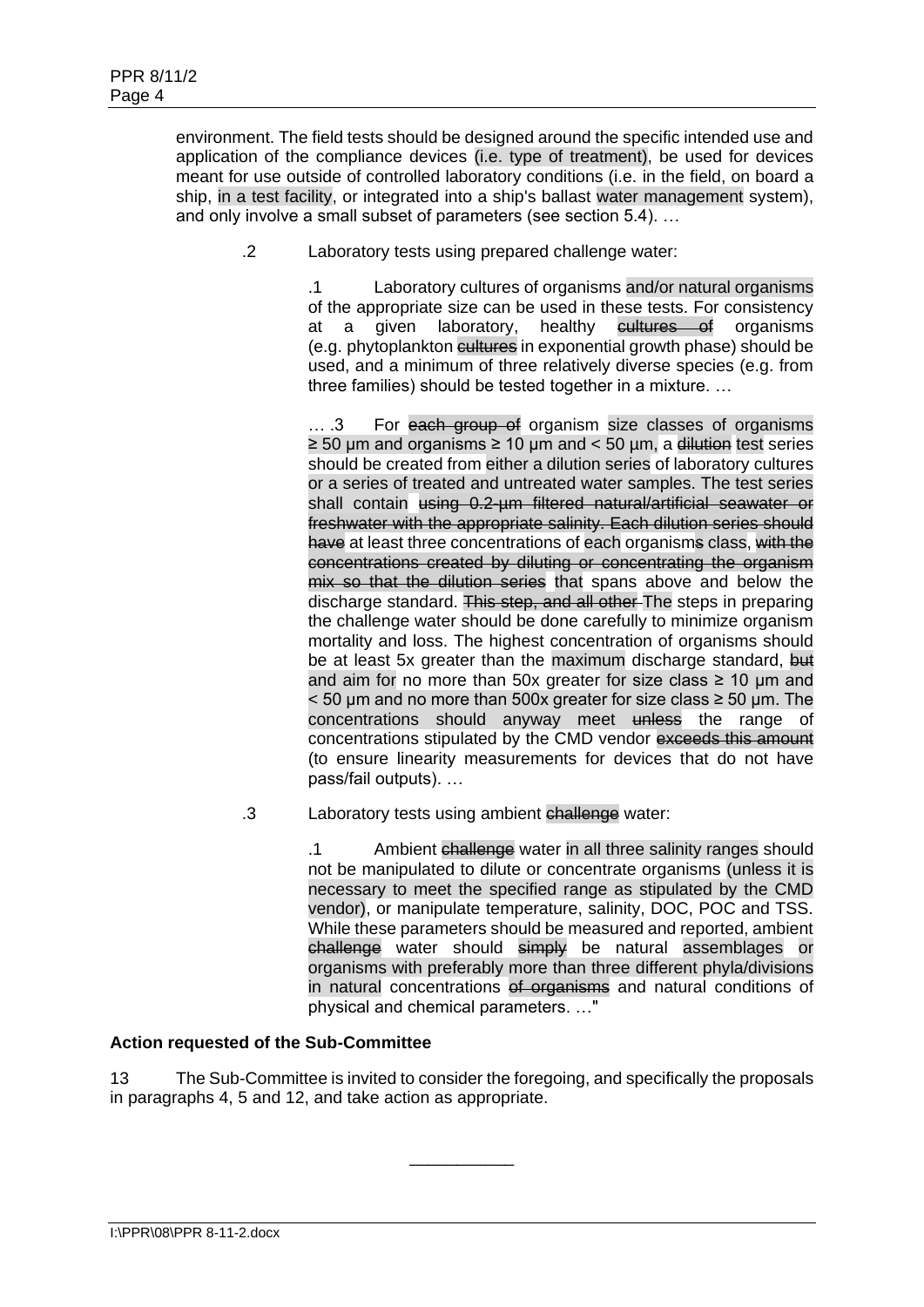environment. The field tests should be designed around the specific intended use and application of the compliance devices (i.e. type of treatment), be used for devices meant for use outside of controlled laboratory conditions (i.e. in the field, on board a ship, in a test facility, or integrated into a ship's ballast water management system), and only involve a small subset of parameters (see section 5.4). …

.2 Laboratory tests using prepared challenge water:

.1 Laboratory cultures of organisms and/or natural organisms of the appropriate size can be used in these tests. For consistency at a given laboratory, healthy ~~cultures of~~ organisms (e.g. phytoplankton ~~cultures~~ in exponential growth phase) should be used, and a minimum of three relatively diverse species (e.g. from three families) should be tested together in a mixture. …

… .3 For ~~each group of~~ organism size classes of organisms ≥ 50 μm and organisms ≥ 10 μm and < 50 μm, a ~~dilution~~ test series should be created from either a dilution series of laboratory cultures or a series of treated and untreated water samples. The test series shall contain ~~using 0.2-μm filtered natural/artificial seawater or freshwater with the appropriate salinity. Each dilution series should have~~ at least three concentrations of each organism~~s~~ class, ~~with the concentrations created by diluting or concentrating the organism mix so that the dilution series~~ that spans above and below the discharge standard. ~~This step, and all other~~ The steps in preparing the challenge water should be done carefully to minimize organism mortality and loss. The highest concentration of organisms should be at least 5x greater than the maximum discharge standard, ~~but~~ and aim for no more than 50x greater for size class ≥ 10 μm and < 50 μm and no more than 500x greater for size class ≥ 50 μm. The concentrations should anyway meet ~~unless~~ the range of concentrations stipulated by the CMD vendor ~~exceeds this amount~~ (to ensure linearity measurements for devices that do not have pass/fail outputs). …

.3 Laboratory tests using ambient ~~challenge~~ water:

.1 Ambient ~~challenge~~ water in all three salinity ranges should not be manipulated to dilute or concentrate organisms (unless it is necessary to meet the specified range as stipulated by the CMD vendor), or manipulate temperature, salinity, DOC, POC and TSS. While these parameters should be measured and reported, ambient ~~challenge~~ water should ~~simply~~ be natural assemblages or organisms with preferably more than three different phyla/divisions in natural concentrations ~~of organisms~~ and natural conditions of physical and chemical parameters. …"

**Action requested of the Sub-Committee**

13 The Sub-Committee is invited to consider the foregoing, and specifically the proposals in paragraphs 4, 5 and 12, and take action as appropriate.

___________